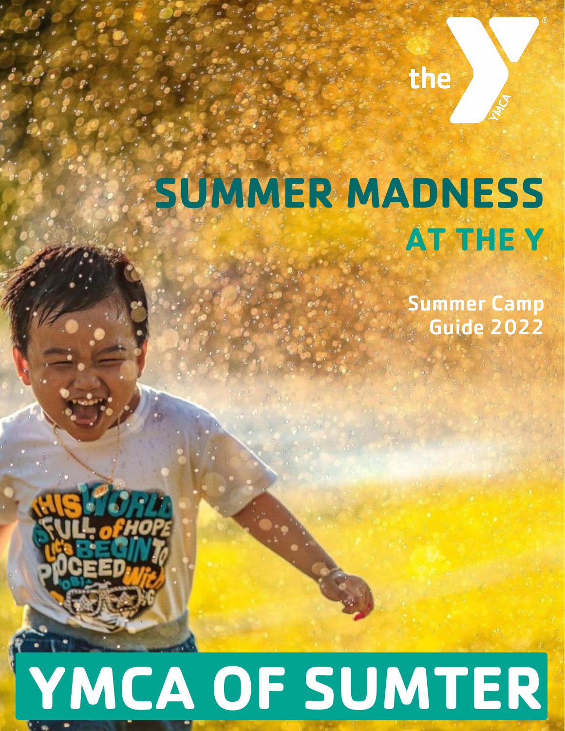the YMCA

# SUMMER MADNESS

## AT THE Y

Summer Camp Guide 2022

# YMCA OF SUMTER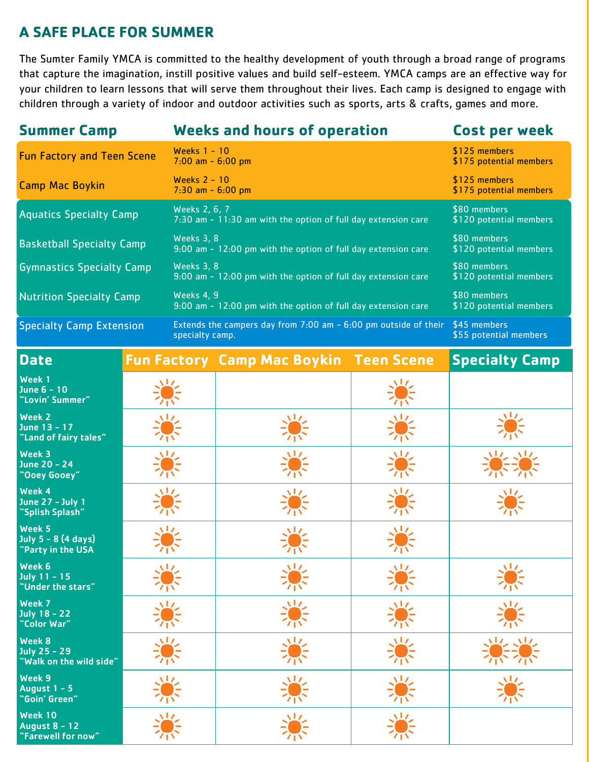## A SAFE PLACE FOR SUMMER

The Sumter Family YMCA is committed to the healthy development of youth through a broad range of programs that capture the imagination, instill positive values and build self-esteem. YMCA camps are an effective way for your children to learn lessons that will serve them throughout their lives. Each camp is designed to engage with children through a variety of indoor and outdoor activities such as sports, arts & crafts, games and more.

| Summer Camp | Weeks and hours of operation | Cost per week |
|---|---|---|
| Fun Factory and Teen Scene | Weeks 1 - 10<br>7:00 am - 6:00 pm | $125 members<br>$175 potential members |
| Camp Mac Boykin | Weeks 2 - 10<br>7:30 am - 6:00 pm | $125 members<br>$175 potential members |
| Aquatics Specialty Camp | Weeks 2, 6, 7<br>7:30 am - 11:30 am with the option of full day extension care | $80 members<br>$120 potential members |
| Basketball Specialty Camp | Weeks 3, 8<br>9:00 am - 12:00 pm with the option of full day extension care | $80 members<br>$120 potential members |
| Gymnastics Specialty Camp | Weeks 3, 8<br>9:00 am - 12:00 pm with the option of full day extension care | $80 members<br>$120 potential members |
| Nutrition Specialty Camp | Weeks 4, 9<br>9:00 am - 12:00 pm with the option of full day extension care | $80 members<br>$120 potential members |
| Specialty Camp Extension | Extends the campers day from 7:00 am - 6:00 pm outside of their specialty camp. | $45 members<br>$55 potential members |

| Date | Fun Factory | Camp Mac Boykin | Teen Scene | Specialty Camp |
|---|---|---|---|---|
| Week 1<br>June 6 - 10<br>"Lovin' Summer" | ☀ | | ☀ | |
| Week 2<br>June 13 - 17<br>"Land of fairy tales" | ☀ | ☀ | ☀ | ☀ |
| Week 3<br>June 20 - 24<br>"Ooey Gooey" | ☀ | ☀ | ☀ | ☀☀ |
| Week 4<br>June 27 - July 1<br>"Splish Splash" | ☀ | ☀ | ☀ | ☀ |
| Week 5<br>July 5 - 8 (4 days)<br>"Party in the USA | ☀ | ☀ | ☀ | |
| Week 6<br>July 11 - 15<br>"Under the stars" | ☀ | ☀ | ☀ | ☀ |
| Week 7<br>July 18 - 22<br>"Color War" | ☀ | ☀ | ☀ | ☀ |
| Week 8<br>July 25 - 29<br>"Walk on the wild side" | ☀ | ☀ | ☀ | ☀☀ |
| Week 9<br>August 1 - 5<br>"Goin' Green" | ☀ | ☀ | ☀ | ☀ |
| Week 10<br>August 8 - 12<br>"Farewell for now" | ☀ | ☀ | ☀ | |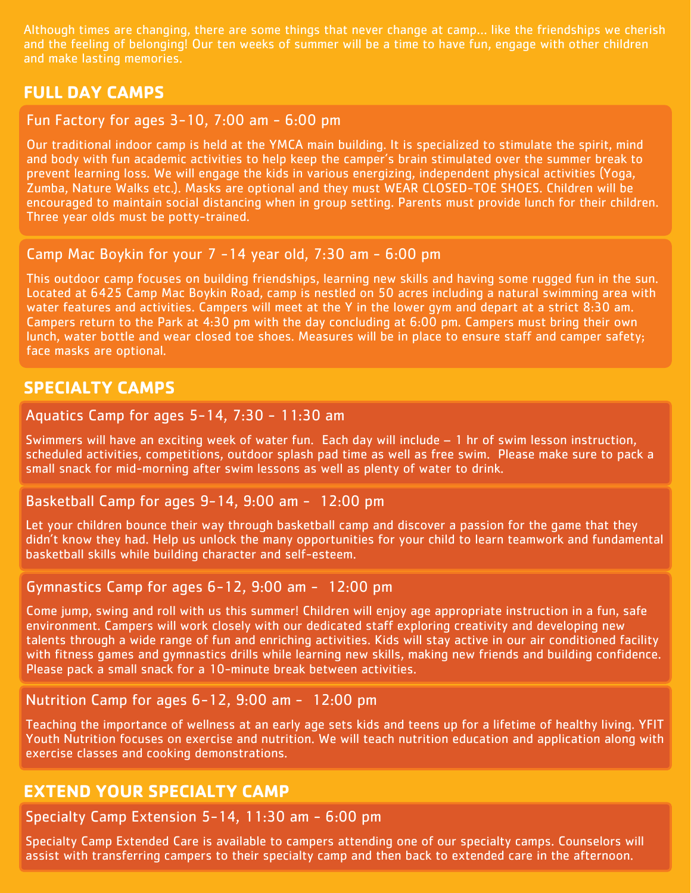Although times are changing, there are some things that never change at camp... like the friendships we cherish and the feeling of belonging! Our ten weeks of summer will be a time to have fun, engage with other children and make lasting memories.

## FULL DAY CAMPS

### Fun Factory for ages 3-10, 7:00 am - 6:00 pm

Our traditional indoor camp is held at the YMCA main building. It is specialized to stimulate the spirit, mind and body with fun academic activities to help keep the camper's brain stimulated over the summer break to prevent learning loss. We will engage the kids in various energizing, independent physical activities (Yoga, Zumba, Nature Walks etc.). Masks are optional and they must WEAR CLOSED-TOE SHOES. Children will be encouraged to maintain social distancing when in group setting. Parents must provide lunch for their children. Three year olds must be potty-trained.

### Camp Mac Boykin for your 7 -14 year old, 7:30 am - 6:00 pm

This outdoor camp focuses on building friendships, learning new skills and having some rugged fun in the sun. Located at 6425 Camp Mac Boykin Road, camp is nestled on 50 acres including a natural swimming area with water features and activities. Campers will meet at the Y in the lower gym and depart at a strict 8:30 am. Campers return to the Park at 4:30 pm with the day concluding at 6:00 pm. Campers must bring their own lunch, water bottle and wear closed toe shoes. Measures will be in place to ensure staff and camper safety; face masks are optional.

## SPECIALTY CAMPS

### Aquatics Camp for ages 5-14, 7:30 - 11:30 am

Swimmers will have an exciting week of water fun. Each day will include – 1 hr of swim lesson instruction, scheduled activities, competitions, outdoor splash pad time as well as free swim. Please make sure to pack a small snack for mid-morning after swim lessons as well as plenty of water to drink.

### Basketball Camp for ages 9-14, 9:00 am - 12:00 pm

Let your children bounce their way through basketball camp and discover a passion for the game that they didn't know they had. Help us unlock the many opportunities for your child to learn teamwork and fundamental basketball skills while building character and self-esteem.

### Gymnastics Camp for ages 6-12, 9:00 am - 12:00 pm

Come jump, swing and roll with us this summer! Children will enjoy age appropriate instruction in a fun, safe environment. Campers will work closely with our dedicated staff exploring creativity and developing new talents through a wide range of fun and enriching activities. Kids will stay active in our air conditioned facility with fitness games and gymnastics drills while learning new skills, making new friends and building confidence. Please pack a small snack for a 10-minute break between activities.

### Nutrition Camp for ages 6-12, 9:00 am - 12:00 pm

Teaching the importance of wellness at an early age sets kids and teens up for a lifetime of healthy living. YFIT Youth Nutrition focuses on exercise and nutrition. We will teach nutrition education and application along with exercise classes and cooking demonstrations.

## EXTEND YOUR SPECIALTY CAMP

### Specialty Camp Extension 5-14, 11:30 am - 6:00 pm

Specialty Camp Extended Care is available to campers attending one of our specialty camps. Counselors will assist with transferring campers to their specialty camp and then back to extended care in the afternoon.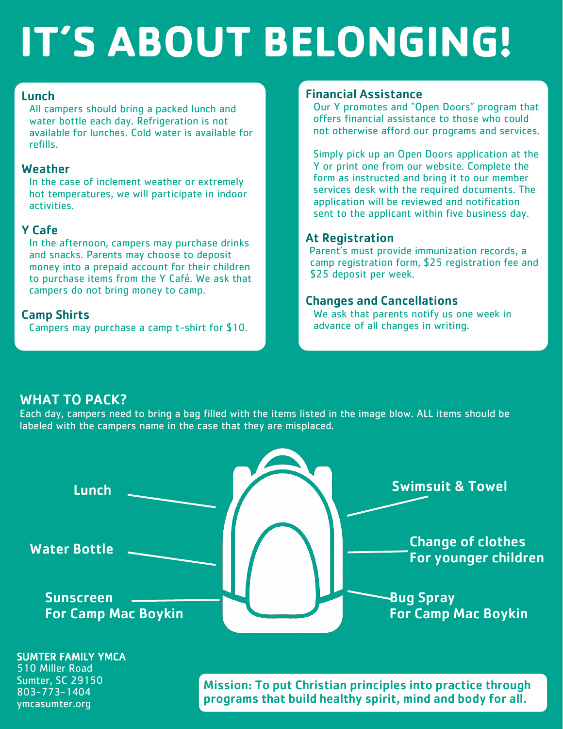# IT'S ABOUT BELONGING!

### Lunch

All campers should bring a packed lunch and water bottle each day. Refrigeration is not available for lunches. Cold water is available for refills.

### Weather

In the case of inclement weather or extremely hot temperatures, we will participate in indoor activities.

### Y Cafe

In the afternoon, campers may purchase drinks and snacks. Parents may choose to deposit money into a prepaid account for their children to purchase items from the Y Café. We ask that campers do not bring money to camp.

### Camp Shirts

Campers may purchase a camp t-shirt for $10.

### Financial Assistance

Our Y promotes and "Open Doors" program that offers financial assistance to those who could not otherwise afford our programs and services.

Simply pick up an Open Doors application at the Y or print one from our website. Complete the form as instructed and bring it to our member services desk with the required documents. The application will be reviewed and notification sent to the applicant within five business day.

### At Registration

Parent's must provide immunization records, a camp registration form, $25 registration fee and $25 deposit per week.

### Changes and Cancellations

We ask that parents notify us one week in advance of all changes in writing.

## WHAT TO PACK?

Each day, campers need to bring a bag filled with the items listed in the image blow. ALL items should be labeled with the campers name in the case that they are misplaced.

Lunch

Water Bottle

Sunscreen
For Camp Mac Boykin

Swimsuit & Towel

Change of clothes
For younger children

Bug Spray
For Camp Mac Boykin

SUMTER FAMILY YMCA
510 Miller Road
Sumter, SC 29150
803-773-1404
ymcasumter.org

**Mission: To put Christian principles into practice through programs that build healthy spirit, mind and body for all.**